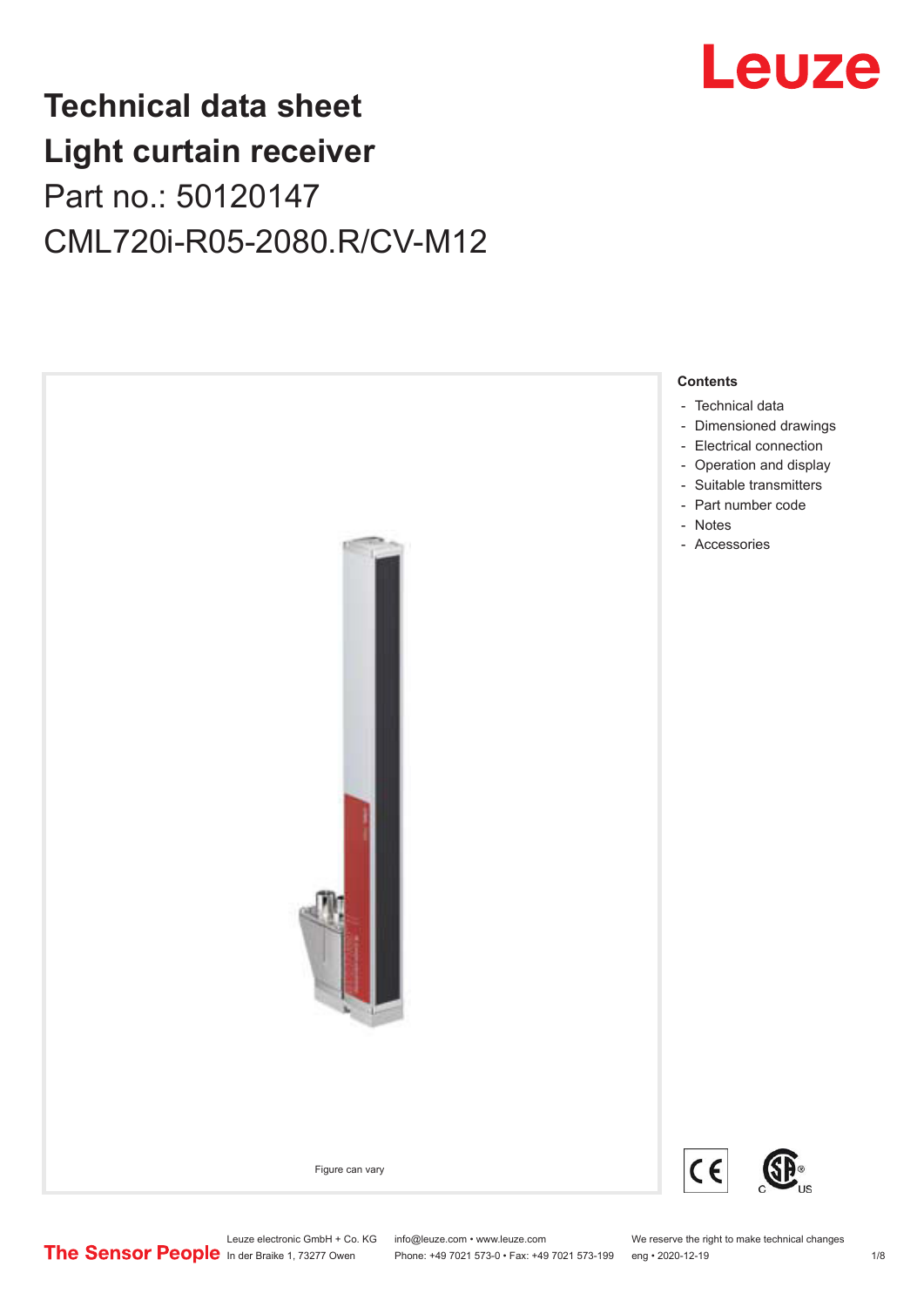# Technical data sheet
# Light curtain receiver
## Part no.: 50120147
## CML720i-R05-2080.R/CV-M12

Figure can vary

**Contents**

- Technical data
- Dimensioned drawings
- Electrical connection
- Operation and display
- Suitable transmitters
- Part number code
- Notes
- Accessories

Leuze electronic GmbH + Co. KG
In der Braike 1, 73277 Owen

info@leuze.com • www.leuze.com
Phone: +49 7021 573-0 • Fax: +49 7021 573-199

We reserve the right to make technical changes
eng • 2020-12-19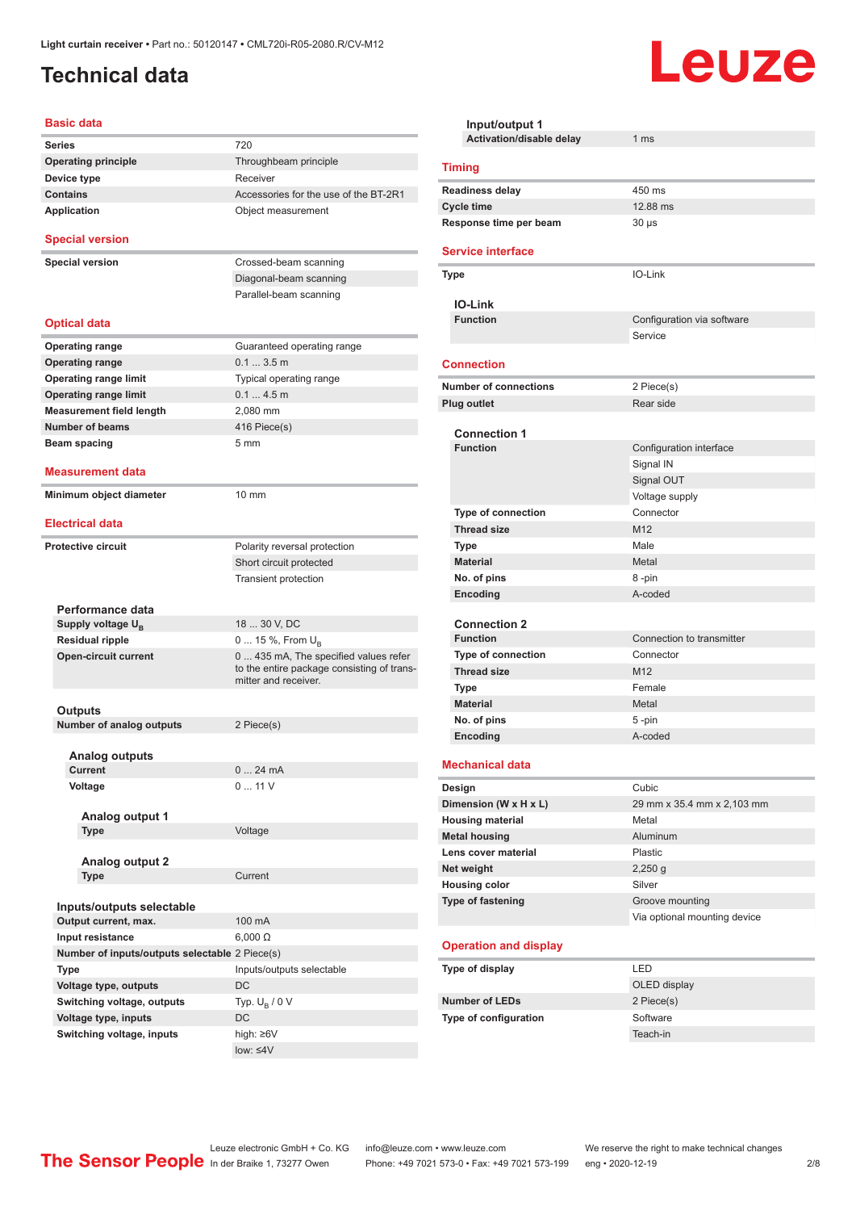Light curtain receiver • Part no.: 50120147 • CML720i-R05-2080.R/CV-M12

# Technical data

## Basic data

| | |
|---|---|
| **Series** | 720 |
| **Operating principle** | Throughbeam principle |
| **Device type** | Receiver |
| **Contains** | Accessories for the use of the BT-2R1 |
| **Application** | Object measurement |

## Special version

| | |
|---|---|
| **Special version** | Crossed-beam scanning |
| | Diagonal-beam scanning |
| | Parallel-beam scanning |

## Optical data

| | |
|---|---|
| **Operating range** | Guaranteed operating range |
| **Operating range** | 0.1 ... 3.5 m |
| **Operating range limit** | Typical operating range |
| **Operating range limit** | 0.1 ... 4.5 m |
| **Measurement field length** | 2,080 mm |
| **Number of beams** | 416 Piece(s) |
| **Beam spacing** | 5 mm |

## Measurement data

| | |
|---|---|
| **Minimum object diameter** | 10 mm |

## Electrical data

| | |
|---|---|
| **Protective circuit** | Polarity reversal protection |
| | Short circuit protected |
| | Transient protection |

### Performance data

| | |
|---|---|
| **Supply voltage $U_B$** | 18 ... 30 V, DC |
| **Residual ripple** | 0 ... 15 %, From $U_B$ |
| **Open-circuit current** | 0 ... 435 mA, The specified values refer to the entire package consisting of transmitter and receiver. |

### Outputs

| | |
|---|---|
| **Number of analog outputs** | 2 Piece(s) |

#### Analog outputs

| | |
|---|---|
| **Current** | 0 ... 24 mA |
| **Voltage** | 0 ... 11 V |

##### Analog output 1

| | |
|---|---|
| **Type** | Voltage |

##### Analog output 2

| | |
|---|---|
| **Type** | Current |

### Inputs/outputs selectable

| | |
|---|---|
| **Output current, max.** | 100 mA |
| **Input resistance** | 6,000 Ω |
| **Number of inputs/outputs selectable** | 2 Piece(s) |
| **Type** | Inputs/outputs selectable |
| **Voltage type, outputs** | DC |
| **Switching voltage, outputs** | Typ. $U_B$ / 0 V |
| **Voltage type, inputs** | DC |
| **Switching voltage, inputs** | high: ≥6V |
| | low: ≤4V |

### Input/output 1

| | |
|---|---|
| **Activation/disable delay** | 1 ms |

## Timing

| | |
|---|---|
| **Readiness delay** | 450 ms |
| **Cycle time** | 12.88 ms |
| **Response time per beam** | 30 µs |

## Service interface

| | |
|---|---|
| **Type** | IO-Link |

### IO-Link

| | |
|---|---|
| **Function** | Configuration via software |
| | Service |

## Connection

| | |
|---|---|
| **Number of connections** | 2 Piece(s) |
| **Plug outlet** | Rear side |

### Connection 1

| | |
|---|---|
| **Function** | Configuration interface |
| | Signal IN |
| | Signal OUT |
| | Voltage supply |
| **Type of connection** | Connector |
| **Thread size** | M12 |
| **Type** | Male |
| **Material** | Metal |
| **No. of pins** | 8 -pin |
| **Encoding** | A-coded |

### Connection 2

| | |
|---|---|
| **Function** | Connection to transmitter |
| **Type of connection** | Connector |
| **Thread size** | M12 |
| **Type** | Female |
| **Material** | Metal |
| **No. of pins** | 5 -pin |
| **Encoding** | A-coded |

## Mechanical data

| | |
|---|---|
| **Design** | Cubic |
| **Dimension (W x H x L)** | 29 mm x 35.4 mm x 2,103 mm |
| **Housing material** | Metal |
| **Metal housing** | Aluminum |
| **Lens cover material** | Plastic |
| **Net weight** | 2,250 g |
| **Housing color** | Silver |
| **Type of fastening** | Groove mounting |
| | Via optional mounting device |

## Operation and display

| | |
|---|---|
| **Type of display** | LED |
| | OLED display |
| **Number of LEDs** | 2 Piece(s) |
| **Type of configuration** | Software |
| | Teach-in |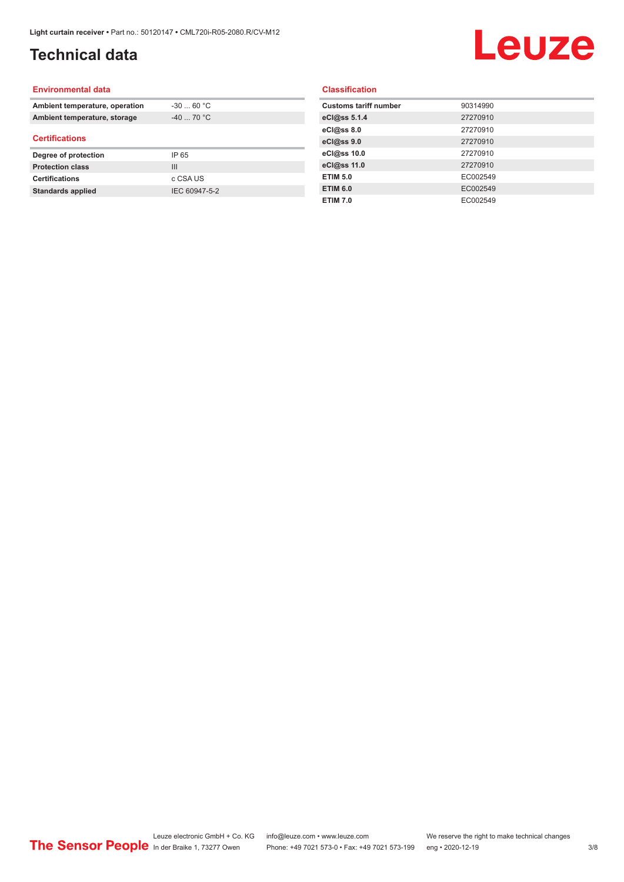## Technical data

### Environmental data

| | |
|---|---|
| **Ambient temperature, operation** | -30 ... 60 °C |
| **Ambient temperature, storage** | -40 ... 70 °C |

### Certifications

| | |
|---|---|
| **Degree of protection** | IP 65 |
| **Protection class** | III |
| **Certifications** | c CSA US |
| **Standards applied** | IEC 60947-5-2 |

### Classification

| | |
|---|---|
| **Customs tariff number** | 90314990 |
| **eCl@ss 5.1.4** | 27270910 |
| **eCl@ss 8.0** | 27270910 |
| **eCl@ss 9.0** | 27270910 |
| **eCl@ss 10.0** | 27270910 |
| **eCl@ss 11.0** | 27270910 |
| **ETIM 5.0** | EC002549 |
| **ETIM 6.0** | EC002549 |
| **ETIM 7.0** | EC002549 |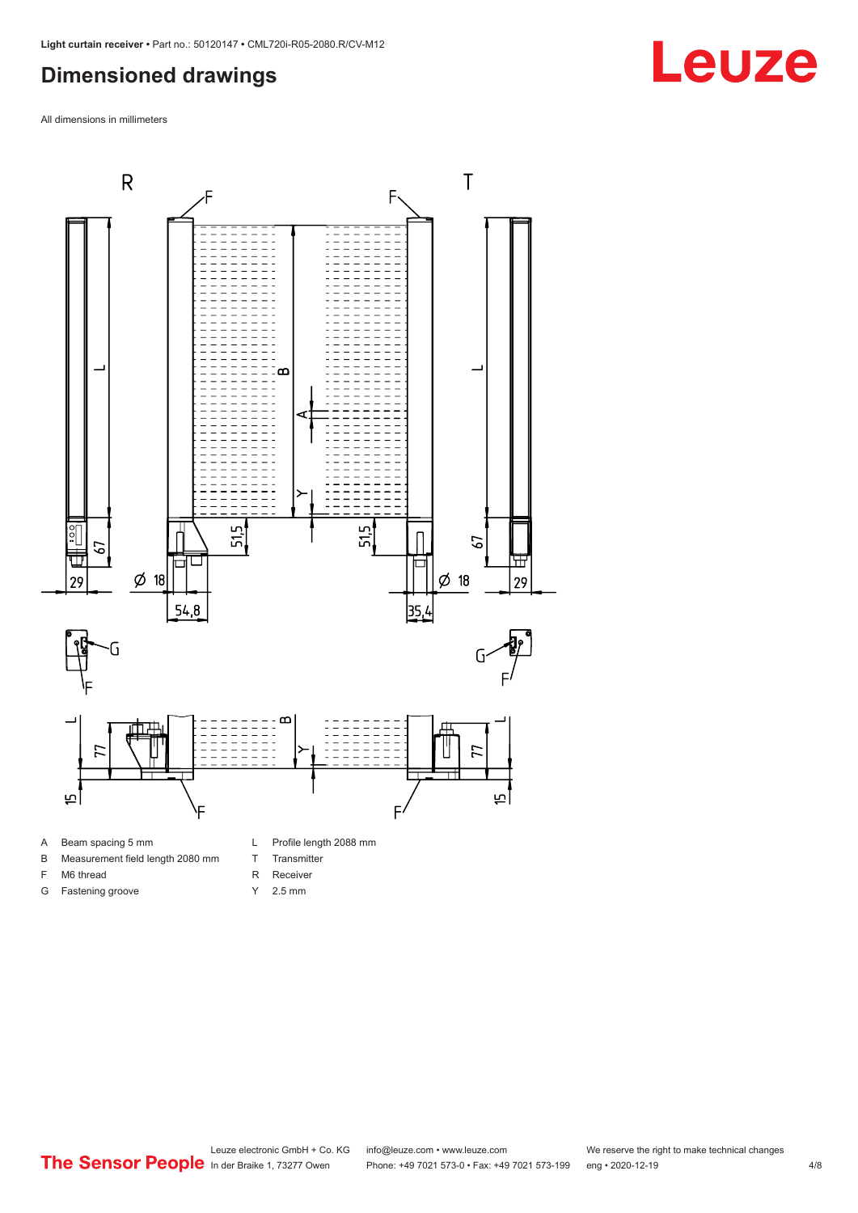## Dimensioned drawings

All dimensions in millimeters

| | | | |
|---|---|---|---|
| A | Beam spacing 5 mm | L | Profile length 2088 mm |
| B | Measurement field length 2080 mm | T | Transmitter |
| F | M6 thread | R | Receiver |
| G | Fastening groove | Y | 2.5 mm |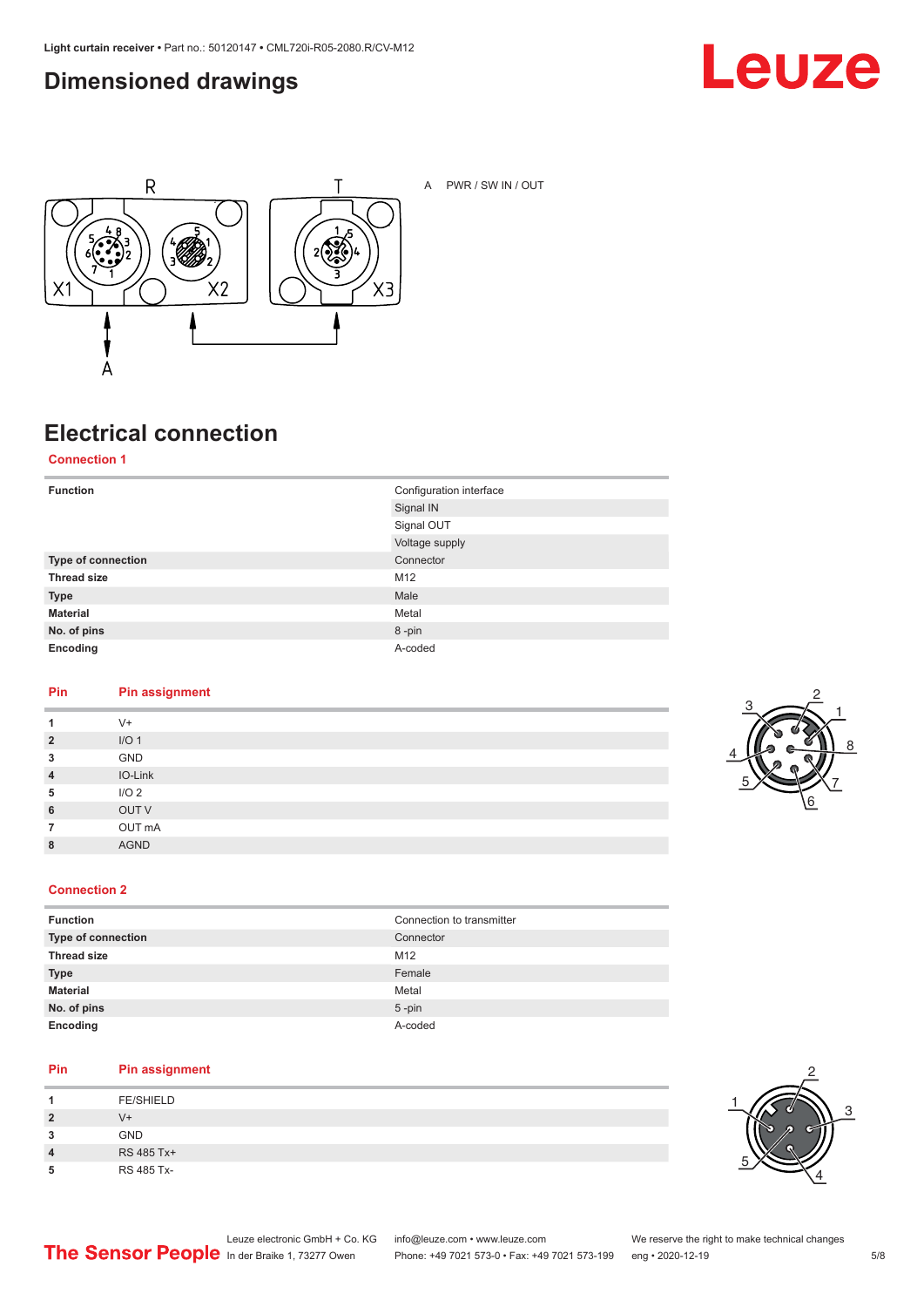## Dimensioned drawings

A PWR / SW IN / OUT

## Electrical connection

### Connection 1

| Function | Configuration interface |
|---|---|
| | Signal IN |
| | Signal OUT |
| | Voltage supply |
| Type of connection | Connector |
| Thread size | M12 |
| Type | Male |
| Material | Metal |
| No. of pins | 8 -pin |
| Encoding | A-coded |

| Pin | Pin assignment |
|---|---|
| 1 | V+ |
| 2 | I/O 1 |
| 3 | GND |
| 4 | IO-Link |
| 5 | I/O 2 |
| 6 | OUT V |
| 7 | OUT mA |
| 8 | AGND |

### Connection 2

| Function | Connection to transmitter |
|---|---|
| Type of connection | Connector |
| Thread size | M12 |
| Type | Female |
| Material | Metal |
| No. of pins | 5 -pin |
| Encoding | A-coded |

| Pin | Pin assignment |
|---|---|
| 1 | FE/SHIELD |
| 2 | V+ |
| 3 | GND |
| 4 | RS 485 Tx+ |
| 5 | RS 485 Tx- |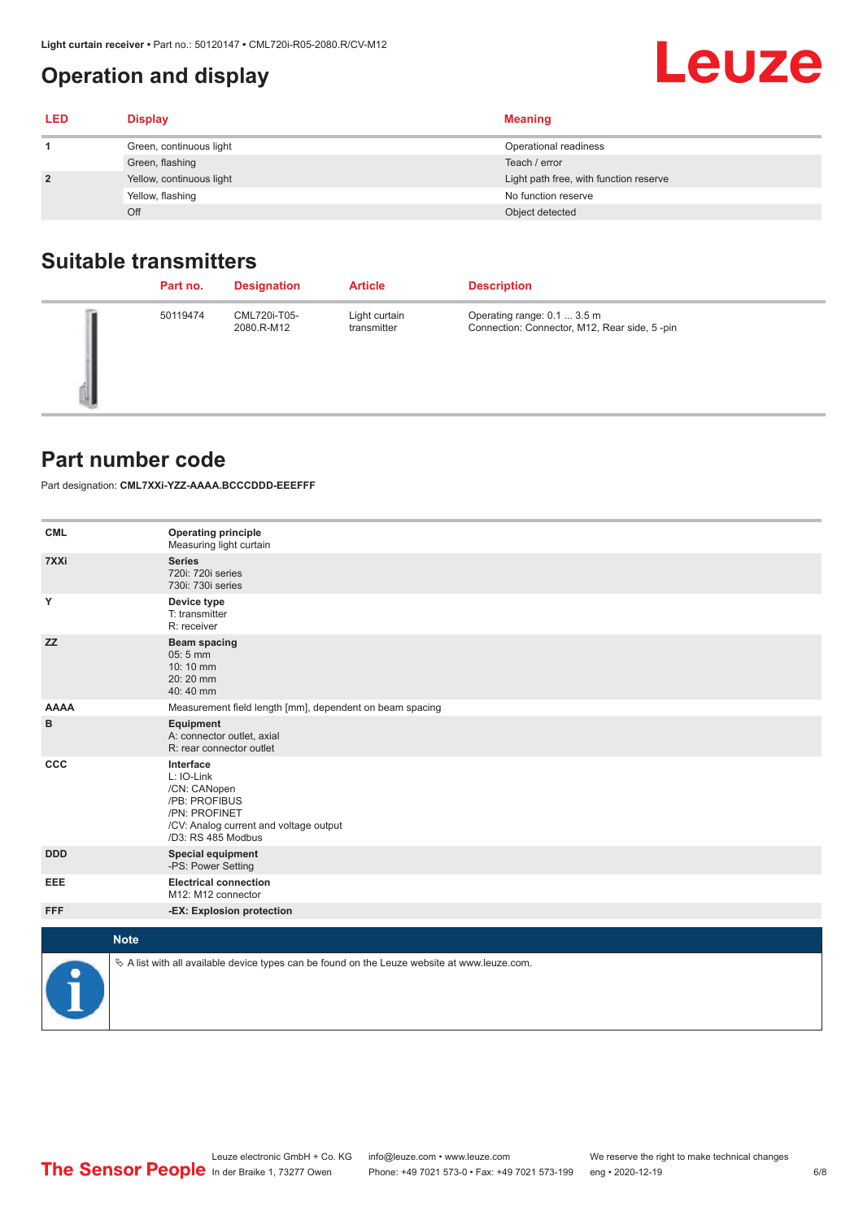# Operation and display

| LED | Display | Meaning |
|---|---|---|
| 1 | Green, continuous light | Operational readiness |
| | Green, flashing | Teach / error |
| 2 | Yellow, continuous light | Light path free, with function reserve |
| | Yellow, flashing | No function reserve |
| | Off | Object detected |

## Suitable transmitters

| | Part no. | Designation | Article | Description |
|---|---|---|---|---|
| | 50119474 | CML720i-T05-2080.R-M12 | Light curtain transmitter | Operating range: 0.1 ... 3.5 m<br>Connection: Connector, M12, Rear side, 5 -pin |

## Part number code

Part designation: **CML7XXi-YZZ-AAAA.BCCCDDD-EEEFFF**

| | |
|---|---|
| **CML** | **Operating principle**<br>Measuring light curtain |
| **7XXi** | **Series**<br>720i: 720i series<br>730i: 730i series |
| **Y** | **Device type**<br>T: transmitter<br>R: receiver |
| **ZZ** | **Beam spacing**<br>05: 5 mm<br>10: 10 mm<br>20: 20 mm<br>40: 40 mm |
| **AAAA** | Measurement field length [mm], dependent on beam spacing |
| **B** | **Equipment**<br>A: connector outlet, axial<br>R: rear connector outlet |
| **CCC** | **Interface**<br>L: IO-Link<br>/CN: CANopen<br>/PB: PROFIBUS<br>/PN: PROFINET<br>/CV: Analog current and voltage output<br>/D3: RS 485 Modbus |
| **DDD** | **Special equipment**<br>-PS: Power Setting |
| **EEE** | **Electrical connection**<br>M12: M12 connector |
| **FFF** | **-EX: Explosion protection** |

**Note**

🔖 A list with all available device types can be found on the Leuze website at www.leuze.com.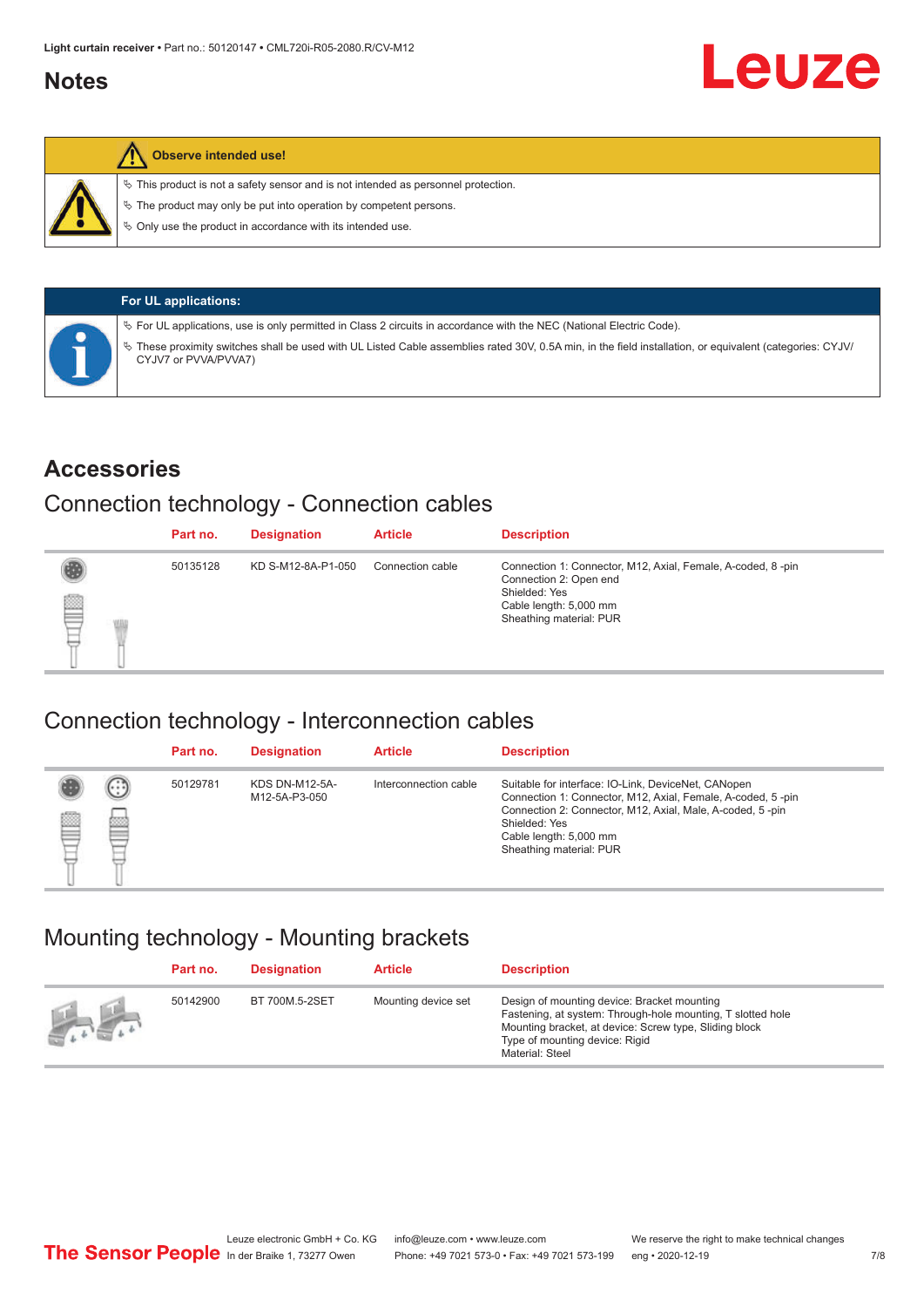## Notes

**Observe intended use!**

- This product is not a safety sensor and is not intended as personnel protection.
- The product may only be put into operation by competent persons.
- Only use the product in accordance with its intended use.

**For UL applications:**

- For UL applications, use is only permitted in Class 2 circuits in accordance with the NEC (National Electric Code).
- These proximity switches shall be used with UL Listed Cable assemblies rated 30V, 0.5A min, in the field installation, or equivalent (categories: CYJV/CYJV7 or PVVA/PVVA7)

## Accessories

### Connection technology - Connection cables

| Part no. | Designation | Article | Description |
|---|---|---|---|
| 50135128 | KD S-M12-8A-P1-050 | Connection cable | Connection 1: Connector, M12, Axial, Female, A-coded, 8 -pin<br>Connection 2: Open end<br>Shielded: Yes<br>Cable length: 5,000 mm<br>Sheathing material: PUR |

### Connection technology - Interconnection cables

| Part no. | Designation | Article | Description |
|---|---|---|---|
| 50129781 | KDS DN-M12-5A-M12-5A-P3-050 | Interconnection cable | Suitable for interface: IO-Link, DeviceNet, CANopen<br>Connection 1: Connector, M12, Axial, Female, A-coded, 5 -pin<br>Connection 2: Connector, M12, Axial, Male, A-coded, 5 -pin<br>Shielded: Yes<br>Cable length: 5,000 mm<br>Sheathing material: PUR |

### Mounting technology - Mounting brackets

| Part no. | Designation | Article | Description |
|---|---|---|---|
| 50142900 | BT 700M.5-2SET | Mounting device set | Design of mounting device: Bracket mounting<br>Fastening, at system: Through-hole mounting, T slotted hole<br>Mounting bracket, at device: Screw type, Sliding block<br>Type of mounting device: Rigid<br>Material: Steel |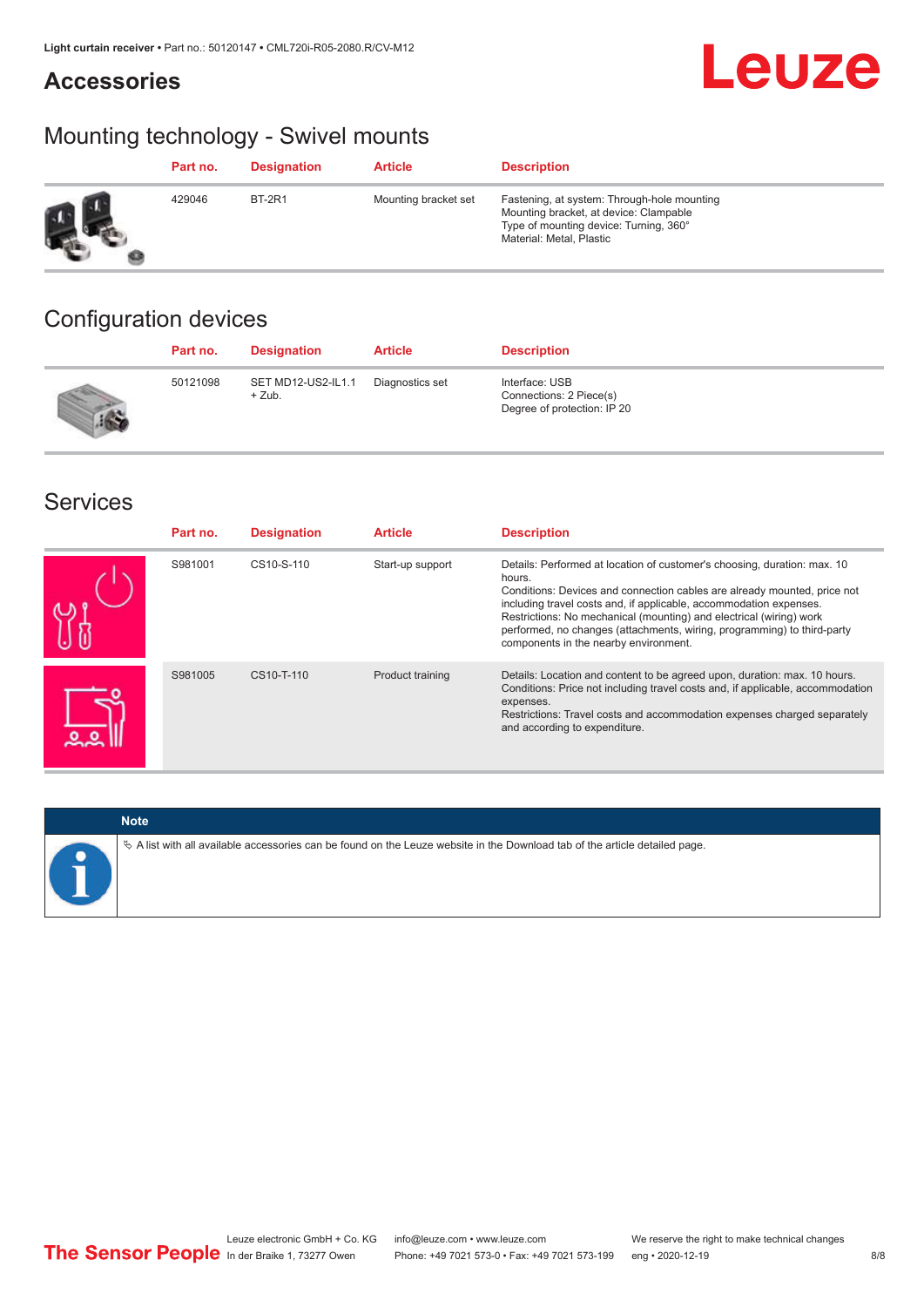## Accessories

## Mounting technology - Swivel mounts

| Part no. | Designation | Article | Description |
|---|---|---|---|
| 429046 | BT-2R1 | Mounting bracket set | Fastening, at system: Through-hole mounting<br>Mounting bracket, at device: Clampable<br>Type of mounting device: Turning, 360°<br>Material: Metal, Plastic |

## Configuration devices

| Part no. | Designation | Article | Description |
|---|---|---|---|
| 50121098 | SET MD12-US2-IL1.1 + Zub. | Diagnostics set | Interface: USB<br>Connections: 2 Piece(s)<br>Degree of protection: IP 20 |

## Services

| Part no. | Designation | Article | Description |
|---|---|---|---|
| S981001 | CS10-S-110 | Start-up support | Details: Performed at location of customer's choosing, duration: max. 10 hours.<br>Conditions: Devices and connection cables are already mounted, price not including travel costs and, if applicable, accommodation expenses.<br>Restrictions: No mechanical (mounting) and electrical (wiring) work performed, no changes (attachments, wiring, programming) to third-party components in the nearby environment. |
| S981005 | CS10-T-110 | Product training | Details: Location and content to be agreed upon, duration: max. 10 hours.<br>Conditions: Price not including travel costs and, if applicable, accommodation expenses.<br>Restrictions: Travel costs and accommodation expenses charged separately and according to expenditure. |

**Note**

✎ A list with all available accessories can be found on the Leuze website in the Download tab of the article detailed page.